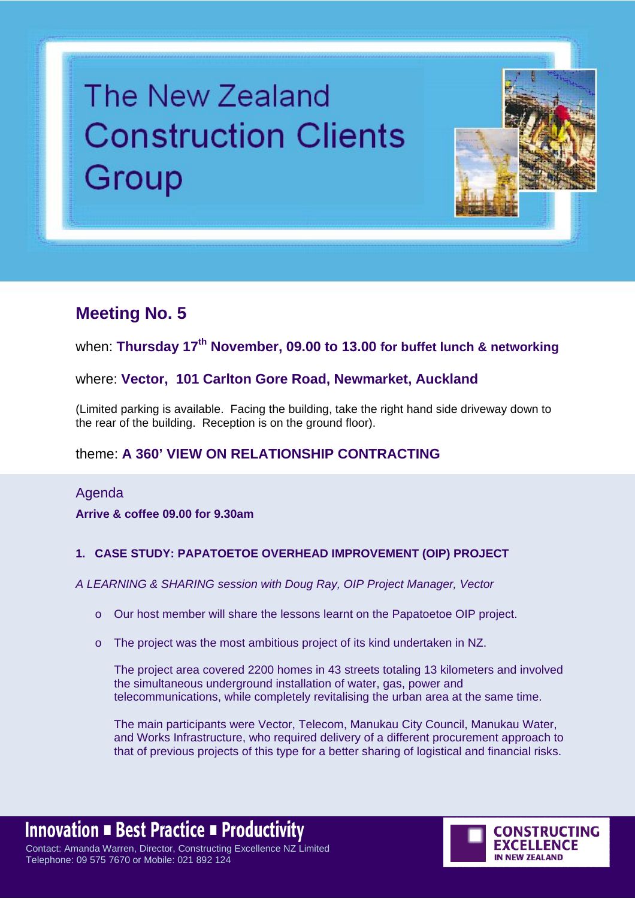# The New Zealand Construction Clients Group

## Meeting No. 5

when: **Thursday 17th November, 09.00 to 13.00 for buffet lunch & networking**

where: **Vector, 101 Carlton Gore Road, Newmarket, Auckland**

(Limited parking is available. Facing the building, take the right hand side driveway down to the rear of the building. Reception is on the ground floor).

theme: **A 360' VIEW ON RELATIONSHIP CONTRACTING**

### Agenda

**Arrive & coffee 09.00 for 9.30am**

**1. CASE STUDY: PAPATOETOE OVERHEAD IMPROVEMENT (OIP) PROJECT**

*A LEARNING & SHARING session with Doug Ray, OIP Project Manager, Vector*

- Our host member will share the lessons learnt on the Papatoetoe OIP project.
- The project was the most ambitious project of its kind undertaken in NZ.

  The project area covered 2200 homes in 43 streets totaling 13 kilometers and involved the simultaneous underground installation of water, gas, power and telecommunications, while completely revitalising the urban area at the same time.

  The main participants were Vector, Telecom, Manukau City Council, Manukau Water, and Works Infrastructure, who required delivery of a different procurement approach to that of previous projects of this type for a better sharing of logistical and financial risks.

**Innovation ▪ Best Practice ▪ Productivity**

Contact: Amanda Warren, Director, Constructing Excellence NZ Limited
Telephone: 09 575 7670 or Mobile: 021 892 124

CONSTRUCTING EXCELLENCE IN NEW ZEALAND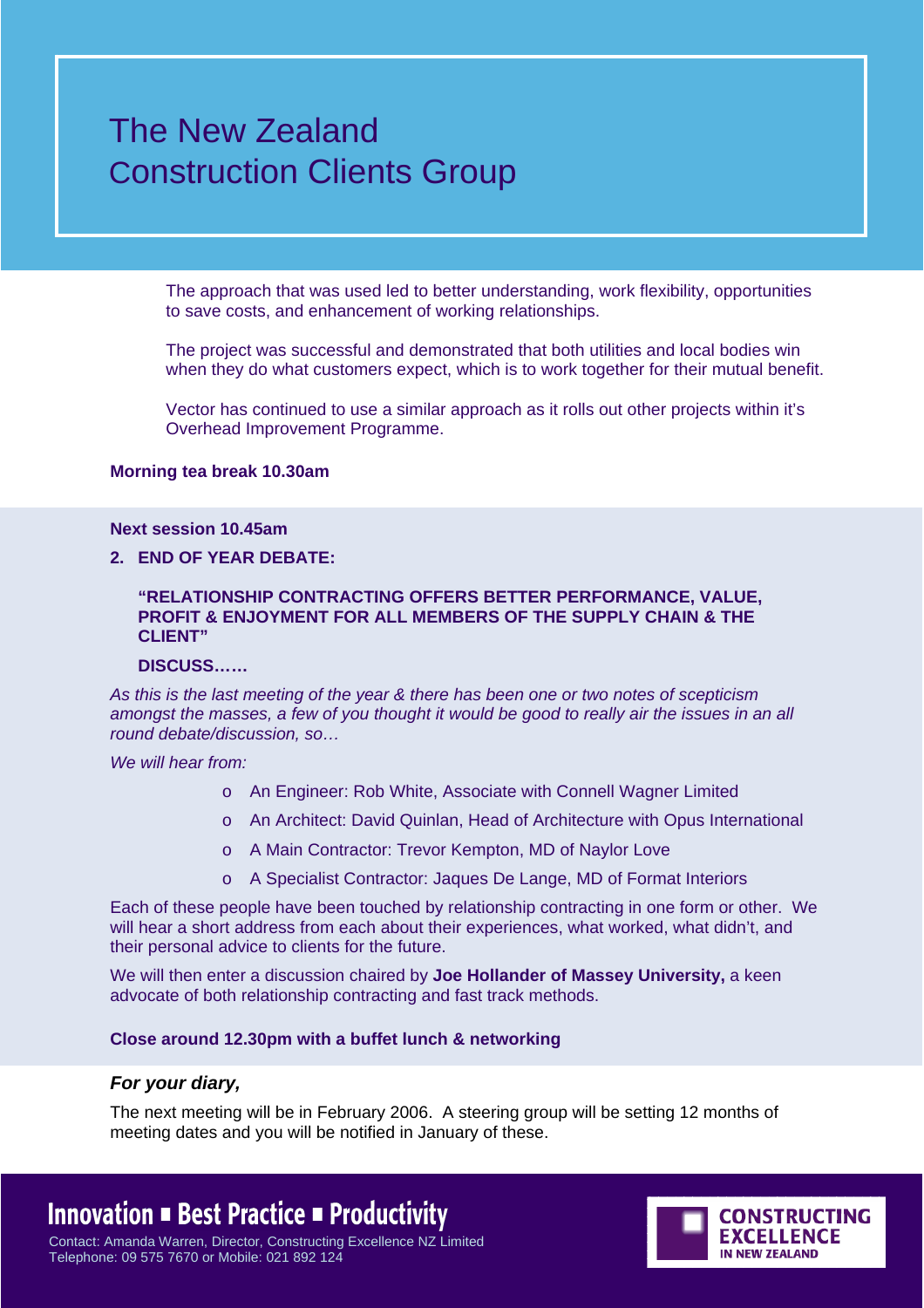# The New Zealand Construction Clients Group

The approach that was used led to better understanding, work flexibility, opportunities to save costs, and enhancement of working relationships.

The project was successful and demonstrated that both utilities and local bodies win when they do what customers expect, which is to work together for their mutual benefit.

Vector has continued to use a similar approach as it rolls out other projects within it's Overhead Improvement Programme.

**Morning tea break 10.30am**

**Next session 10.45am**

**2. END OF YEAR DEBATE:**

**"RELATIONSHIP CONTRACTING OFFERS BETTER PERFORMANCE, VALUE, PROFIT & ENJOYMENT FOR ALL MEMBERS OF THE SUPPLY CHAIN & THE CLIENT"**

**DISCUSS……**

*As this is the last meeting of the year & there has been one or two notes of scepticism amongst the masses, a few of you thought it would be good to really air the issues in an all round debate/discussion, so…*

*We will hear from:*

- An Engineer: Rob White, Associate with Connell Wagner Limited
- An Architect: David Quinlan, Head of Architecture with Opus International
- A Main Contractor: Trevor Kempton, MD of Naylor Love
- A Specialist Contractor: Jaques De Lange, MD of Format Interiors

Each of these people have been touched by relationship contracting in one form or other. We will hear a short address from each about their experiences, what worked, what didn't, and their personal advice to clients for the future.

We will then enter a discussion chaired by **Joe Hollander of Massey University,** a keen advocate of both relationship contracting and fast track methods.

**Close around 12.30pm with a buffet lunch & networking**

***For your diary,***

The next meeting will be in February 2006. A steering group will be setting 12 months of meeting dates and you will be notified in January of these.

**Innovation ■ Best Practice ■ Productivity**

Contact: Amanda Warren, Director, Constructing Excellence NZ Limited
Telephone: 09 575 7670 or Mobile: 021 892 124

CONSTRUCTING EXCELLENCE IN NEW ZEALAND